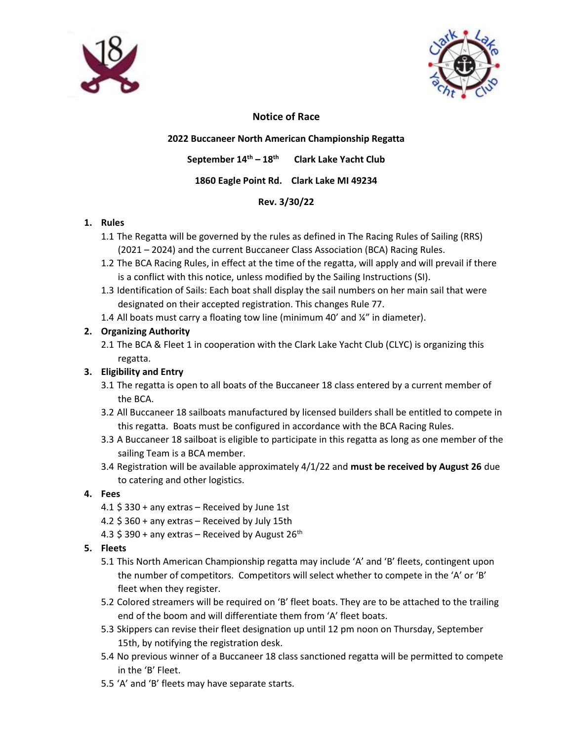# Notice of Race

**2022 Buccaneer North American Championship Regatta**

**September 14th – 18th    Clark Lake Yacht Club**

**1860 Eagle Point Rd.    Clark Lake MI 49234**

**Rev. 3/30/22**

1. **Rules**
   - 1.1 The Regatta will be governed by the rules as defined in The Racing Rules of Sailing (RRS) (2021 – 2024) and the current Buccaneer Class Association (BCA) Racing Rules.
   - 1.2 The BCA Racing Rules, in effect at the time of the regatta, will apply and will prevail if there is a conflict with this notice, unless modified by the Sailing Instructions (SI).
   - 1.3 Identification of Sails: Each boat shall display the sail numbers on her main sail that were designated on their accepted registration. This changes Rule 77.
   - 1.4 All boats must carry a floating tow line (minimum 40' and ¼" in diameter).
2. **Organizing Authority**
   - 2.1 The BCA & Fleet 1 in cooperation with the Clark Lake Yacht Club (CLYC) is organizing this regatta.
3. **Eligibility and Entry**
   - 3.1 The regatta is open to all boats of the Buccaneer 18 class entered by a current member of the BCA.
   - 3.2 All Buccaneer 18 sailboats manufactured by licensed builders shall be entitled to compete in this regatta. Boats must be configured in accordance with the BCA Racing Rules.
   - 3.3 A Buccaneer 18 sailboat is eligible to participate in this regatta as long as one member of the sailing Team is a BCA member.
   - 3.4 Registration will be available approximately 4/1/22 and **must be received by August 26** due to catering and other logistics.
4. **Fees**
   - 4.1 $ 330 + any extras – Received by June 1st
   - 4.2 $ 360 + any extras – Received by July 15th
   - 4.3 $ 390 + any extras – Received by August 26th
5. **Fleets**
   - 5.1 This North American Championship regatta may include 'A' and 'B' fleets, contingent upon the number of competitors. Competitors will select whether to compete in the 'A' or 'B' fleet when they register.
   - 5.2 Colored streamers will be required on 'B' fleet boats. They are to be attached to the trailing end of the boom and will differentiate them from 'A' fleet boats.
   - 5.3 Skippers can revise their fleet designation up until 12 pm noon on Thursday, September 15th, by notifying the registration desk.
   - 5.4 No previous winner of a Buccaneer 18 class sanctioned regatta will be permitted to compete in the 'B' Fleet.
   - 5.5 'A' and 'B' fleets may have separate starts.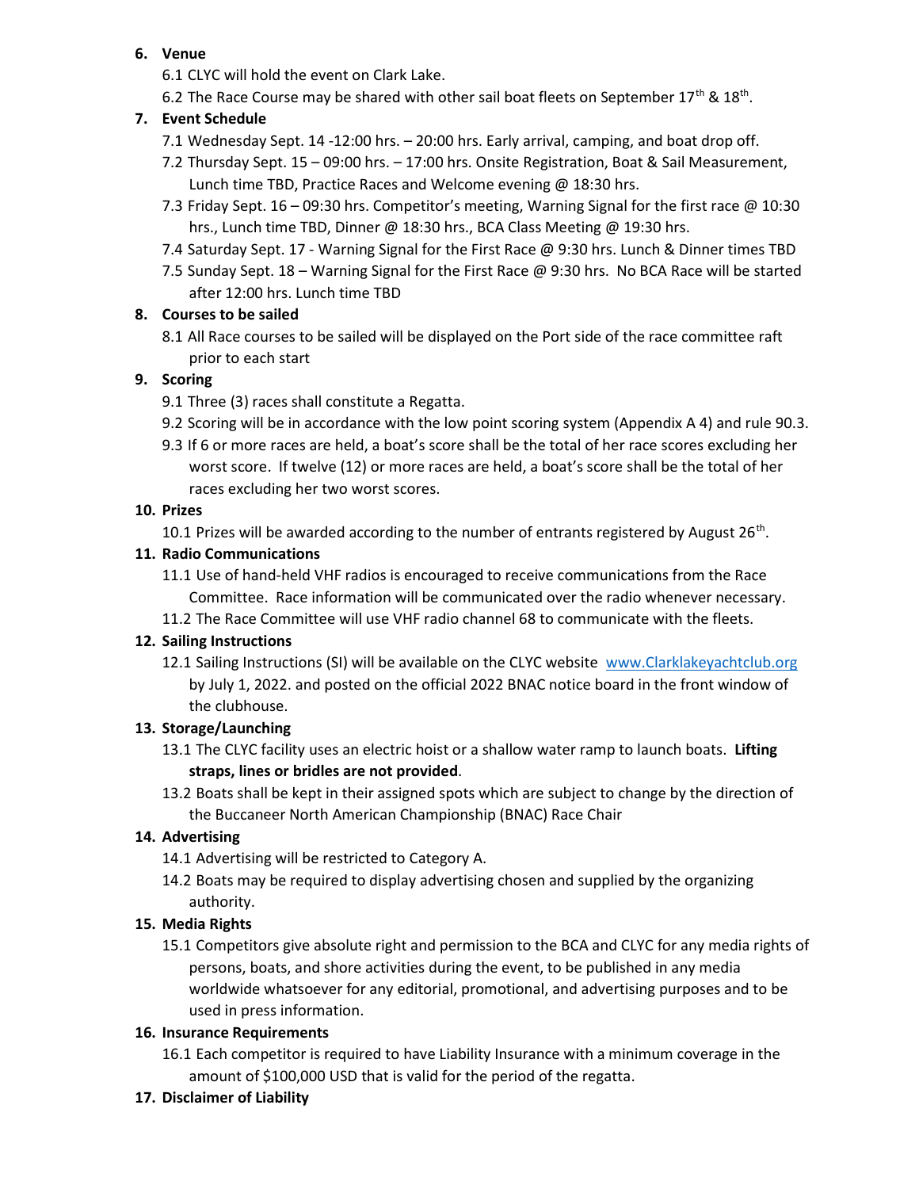6. **Venue**

   6.1 CLYC will hold the event on Clark Lake.

   6.2 The Race Course may be shared with other sail boat fleets on September 17th & 18th.

7. **Event Schedule**

   7.1 Wednesday Sept. 14 -12:00 hrs. – 20:00 hrs. Early arrival, camping, and boat drop off.

   7.2 Thursday Sept. 15 – 09:00 hrs. – 17:00 hrs. Onsite Registration, Boat & Sail Measurement, Lunch time TBD, Practice Races and Welcome evening @ 18:30 hrs.

   7.3 Friday Sept. 16 – 09:30 hrs. Competitor's meeting, Warning Signal for the first race @ 10:30 hrs., Lunch time TBD, Dinner @ 18:30 hrs., BCA Class Meeting @ 19:30 hrs.

   7.4 Saturday Sept. 17 - Warning Signal for the First Race @ 9:30 hrs. Lunch & Dinner times TBD

   7.5 Sunday Sept. 18 – Warning Signal for the First Race @ 9:30 hrs. No BCA Race will be started after 12:00 hrs. Lunch time TBD

8. **Courses to be sailed**

   8.1 All Race courses to be sailed will be displayed on the Port side of the race committee raft prior to each start

9. **Scoring**

   9.1 Three (3) races shall constitute a Regatta.

   9.2 Scoring will be in accordance with the low point scoring system (Appendix A 4) and rule 90.3.

   9.3 If 6 or more races are held, a boat's score shall be the total of her race scores excluding her worst score. If twelve (12) or more races are held, a boat's score shall be the total of her races excluding her two worst scores.

10. **Prizes**

    10.1 Prizes will be awarded according to the number of entrants registered by August 26th.

11. **Radio Communications**

    11.1 Use of hand-held VHF radios is encouraged to receive communications from the Race Committee. Race information will be communicated over the radio whenever necessary.

    11.2 The Race Committee will use VHF radio channel 68 to communicate with the fleets.

12. **Sailing Instructions**

    12.1 Sailing Instructions (SI) will be available on the CLYC website [www.Clarklakeyachtclub.org](http://www.Clarklakeyachtclub.org) by July 1, 2022. and posted on the official 2022 BNAC notice board in the front window of the clubhouse.

13. **Storage/Launching**

    13.1 The CLYC facility uses an electric hoist or a shallow water ramp to launch boats. **Lifting straps, lines or bridles are not provided**.

    13.2 Boats shall be kept in their assigned spots which are subject to change by the direction of the Buccaneer North American Championship (BNAC) Race Chair

14. **Advertising**

    14.1 Advertising will be restricted to Category A.

    14.2 Boats may be required to display advertising chosen and supplied by the organizing authority.

15. **Media Rights**

    15.1 Competitors give absolute right and permission to the BCA and CLYC for any media rights of persons, boats, and shore activities during the event, to be published in any media worldwide whatsoever for any editorial, promotional, and advertising purposes and to be used in press information.

16. **Insurance Requirements**

    16.1 Each competitor is required to have Liability Insurance with a minimum coverage in the amount of $100,000 USD that is valid for the period of the regatta.

17. **Disclaimer of Liability**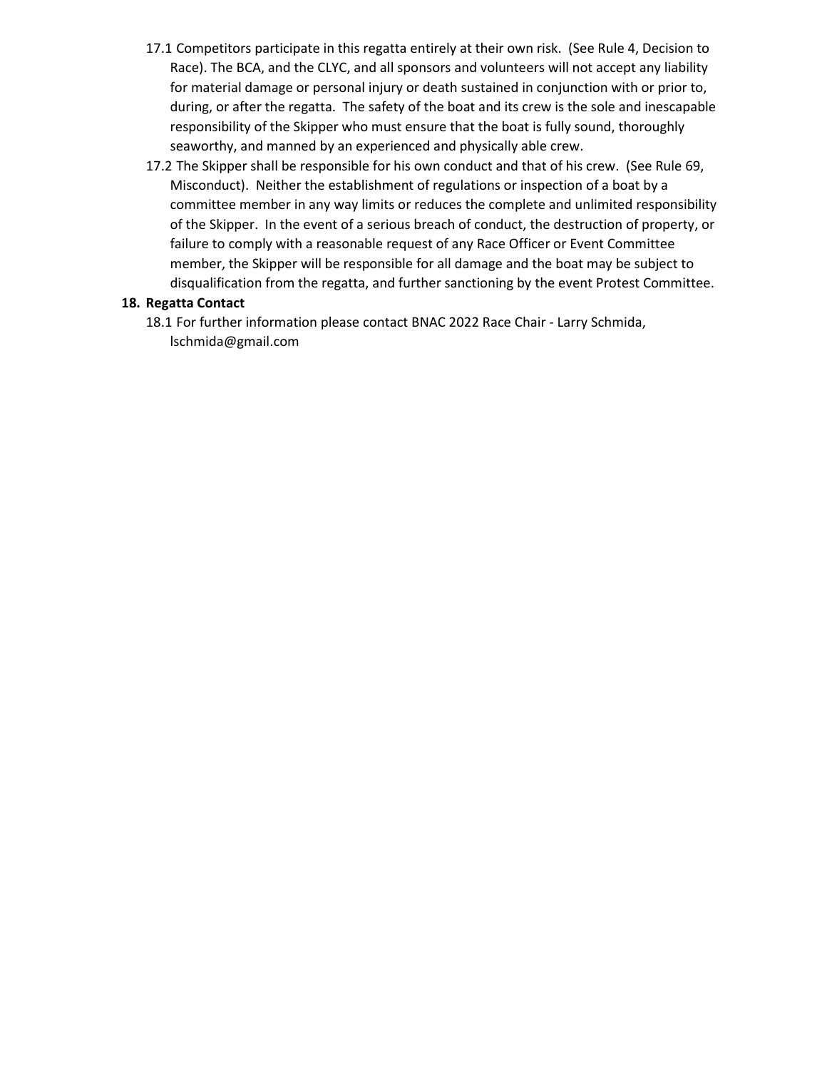17.1 Competitors participate in this regatta entirely at their own risk. (See Rule 4, Decision to Race). The BCA, and the CLYC, and all sponsors and volunteers will not accept any liability for material damage or personal injury or death sustained in conjunction with or prior to, during, or after the regatta. The safety of the boat and its crew is the sole and inescapable responsibility of the Skipper who must ensure that the boat is fully sound, thoroughly seaworthy, and manned by an experienced and physically able crew.

17.2 The Skipper shall be responsible for his own conduct and that of his crew. (See Rule 69, Misconduct). Neither the establishment of regulations or inspection of a boat by a committee member in any way limits or reduces the complete and unlimited responsibility of the Skipper. In the event of a serious breach of conduct, the destruction of property, or failure to comply with a reasonable request of any Race Officer or Event Committee member, the Skipper will be responsible for all damage and the boat may be subject to disqualification from the regatta, and further sanctioning by the event Protest Committee.

**18. Regatta Contact**

18.1 For further information please contact BNAC 2022 Race Chair - Larry Schmida, lschmida@gmail.com